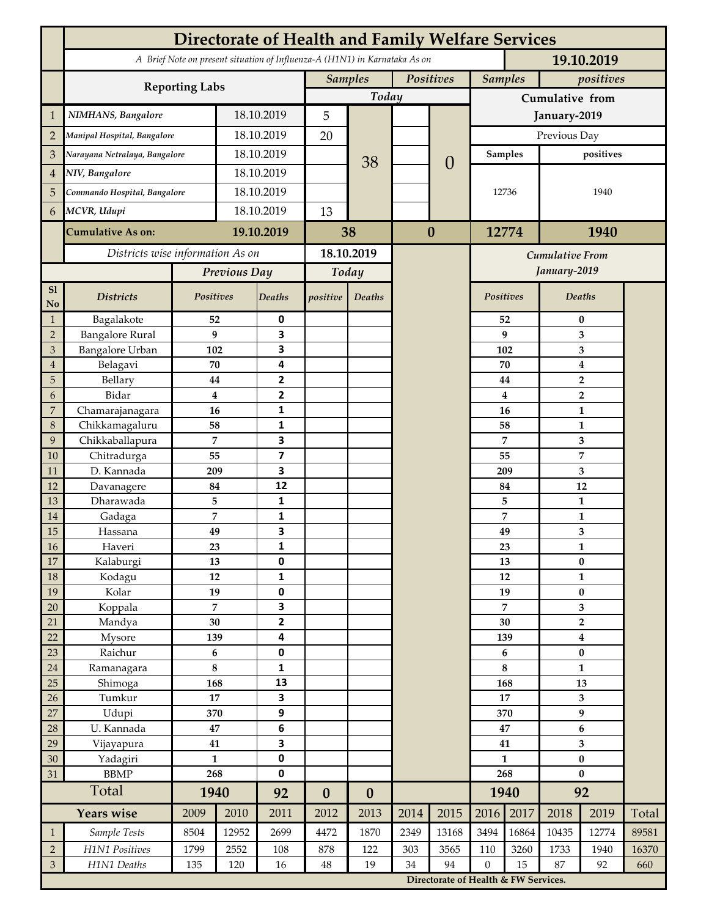# Directorate of Health and Family Welfare Services

*A Brief Note on present situation of Influenza-A (H1N1) in Karnataka As on* **19.10.2019**

| | Reporting Labs | | Samples Today | | Positives Today | | Samples Cumulative from January-2019 | positives Cumulative from January-2019 |
|---|---|---|---|---|---|---|---|---|
| 1 | *NIMHANS, Bangalore* | 18.10.2019 | 5 | 38 | | 0 | Previous Day | |
| 2 | *Manipal Hospital, Bangalore* | 18.10.2019 | 20 | | | | Samples | positives |
| 3 | *Narayana Netralaya, Bangalore* | 18.10.2019 | | | | | 12736 | 1940 |
| 4 | *NIV, Bangalore* | 18.10.2019 | | | | | | |
| 5 | *Commando Hospital, Bangalore* | 18.10.2019 | | | | | | |
| 6 | *MCVR, Udupi* | 18.10.2019 | 13 | | | | | |
| | **Cumulative As on:** | **19.10.2019** | **38** | | **0** | | **12774** | **1940** |

*Districts wise information As on* **18.10.2019**

| Sl No | Districts | Previous Day Positives | Previous Day Deaths | Today positive | Today Deaths | Cumulative From January-2019 Positives | Cumulative From January-2019 Deaths |
|---|---|---|---|---|---|---|---|
| 1 | Bagalakote | 52 | 0 | | | 52 | 0 |
| 2 | Bangalore Rural | 9 | 3 | | | 9 | 3 |
| 3 | Bangalore Urban | 102 | 3 | | | 102 | 3 |
| 4 | Belagavi | 70 | 4 | | | 70 | 4 |
| 5 | Bellary | 44 | 2 | | | 44 | 2 |
| 6 | Bidar | 4 | 2 | | | 4 | 2 |
| 7 | Chamarajanagara | 16 | 1 | | | 16 | 1 |
| 8 | Chikkamagaluru | 58 | 1 | | | 58 | 1 |
| 9 | Chikkaballapura | 7 | 3 | | | 7 | 3 |
| 10 | Chitradurga | 55 | 7 | | | 55 | 7 |
| 11 | D. Kannada | 209 | 3 | | | 209 | 3 |
| 12 | Davanagere | 84 | 12 | | | 84 | 12 |
| 13 | Dharawada | 5 | 1 | | | 5 | 1 |
| 14 | Gadaga | 7 | 1 | | | 7 | 1 |
| 15 | Hassana | 49 | 3 | | | 49 | 3 |
| 16 | Haveri | 23 | 1 | | | 23 | 1 |
| 17 | Kalaburgi | 13 | 0 | | | 13 | 0 |
| 18 | Kodagu | 12 | 1 | | | 12 | 1 |
| 19 | Kolar | 19 | 0 | | | 19 | 0 |
| 20 | Koppala | 7 | 3 | | | 7 | 3 |
| 21 | Mandya | 30 | 2 | | | 30 | 2 |
| 22 | Mysore | 139 | 4 | | | 139 | 4 |
| 23 | Raichur | 6 | 0 | | | 6 | 0 |
| 24 | Ramanagara | 8 | 1 | | | 8 | 1 |
| 25 | Shimoga | 168 | 13 | | | 168 | 13 |
| 26 | Tumkur | 17 | 3 | | | 17 | 3 |
| 27 | Udupi | 370 | 9 | | | 370 | 9 |
| 28 | U. Kannada | 47 | 6 | | | 47 | 6 |
| 29 | Vijayapura | 41 | 3 | | | 41 | 3 |
| 30 | Yadagiri | 1 | 0 | | | 1 | 0 |
| 31 | BBMP | 268 | 0 | | | 268 | 0 |
| | **Total** | **1940** | **92** | **0** | **0** | **1940** | **92** |

| | Years wise | 2009 | 2010 | 2011 | 2012 | 2013 | 2014 | 2015 | 2016 | 2017 | 2018 | 2019 | Total |
|---|---|---|---|---|---|---|---|---|---|---|---|---|---|
| 1 | *Sample Tests* | 8504 | 12952 | 2699 | 4472 | 1870 | 2349 | 13168 | 3494 | 16864 | 10435 | 12774 | 89581 |
| 2 | *H1N1 Positives* | 1799 | 2552 | 108 | 878 | 122 | 303 | 3565 | 110 | 3260 | 1733 | 1940 | 16370 |
| 3 | *H1N1 Deaths* | 135 | 120 | 16 | 48 | 19 | 34 | 94 | 0 | 15 | 87 | 92 | 660 |

**Directorate of Health & FW Services.**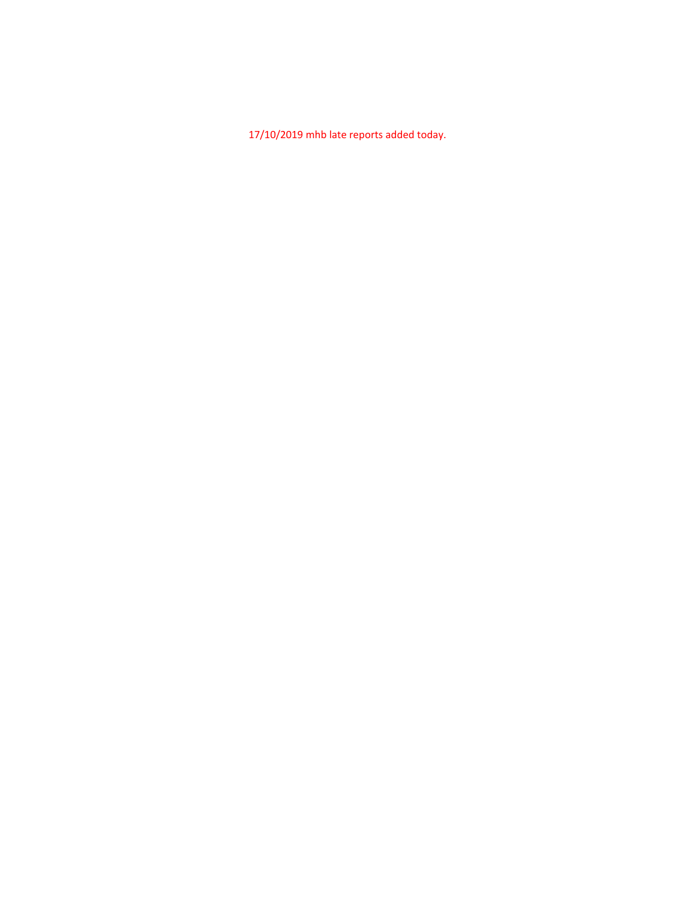17/10/2019 mhb late reports added today.